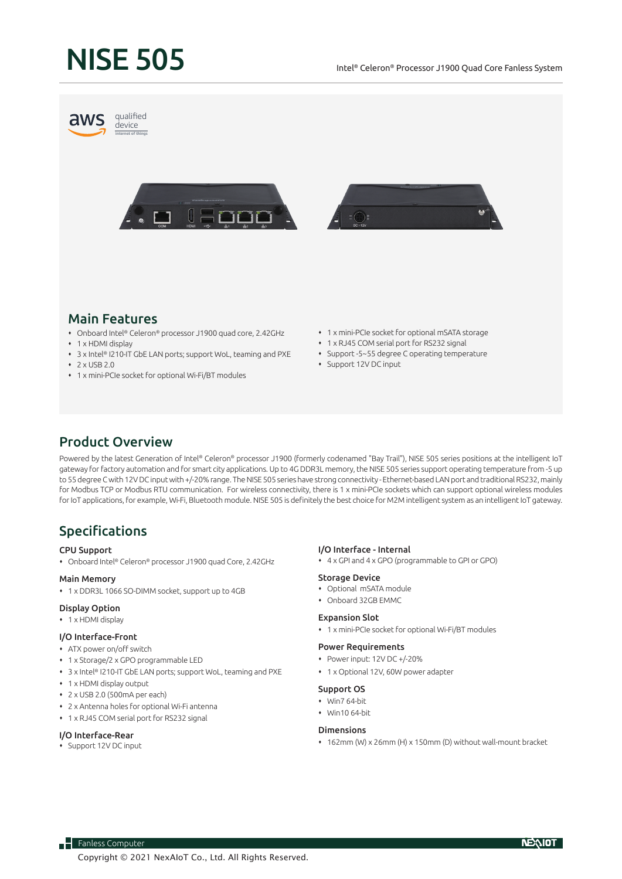# NISE 505

Intel® Celeron® Processor J1900 Quad Core Fanless System

## Main Features

- Onboard Intel® Celeron® processor J1900 quad core, 2.42GHz
- 1 x HDMI display
- 3 x Intel® I210-IT GbE LAN ports; support WoL, teaming and PXE
- 2 x USB 2.0
- 1 x mini-PCIe socket for optional Wi-Fi/BT modules
- 1 x mini-PCIe socket for optional mSATA storage
- 1 x RJ45 COM serial port for RS232 signal
- Support -5~55 degree C operating temperature
- Support 12V DC input

## Product Overview

Powered by the latest Generation of Intel® Celeron® processor J1900 (formerly codenamed "Bay Trail"), NISE 505 series positions at the intelligent IoT gateway for factory automation and for smart city applications. Up to 4G DDR3L memory, the NISE 505 series support operating temperature from -5 up to 55 degree C with 12V DC input with +/-20% range. The NISE 505 series have strong connectivity - Ethernet-based LAN port and traditional RS232, mainly for Modbus TCP or Modbus RTU communication. For wireless connectivity, there is 1 x mini-PCIe sockets which can support optional wireless modules for IoT applications, for example, Wi-Fi, Bluetooth module. NISE 505 is definitely the best choice for M2M intelligent system as an intelligent IoT gateway.

## Specifications

### CPU Support
- Onboard Intel® Celeron® processor J1900 quad Core, 2.42GHz

### Main Memory
- 1 x DDR3L 1066 SO-DIMM socket, support up to 4GB

### Display Option
- 1 x HDMI display

### I/O Interface-Front
- ATX power on/off switch
- 1 x Storage/2 x GPO programmable LED
- 3 x Intel® I210-IT GbE LAN ports; support WoL, teaming and PXE
- 1 x HDMI display output
- 2 x USB 2.0 (500mA per each)
- 2 x Antenna holes for optional Wi-Fi antenna
- 1 x RJ45 COM serial port for RS232 signal

### I/O Interface-Rear
- Support 12V DC input

### I/O Interface - Internal
- 4 x GPI and 4 x GPO (programmable to GPI or GPO)

### Storage Device
- Optional mSATA module
- Onboard 32GB EMMC

### Expansion Slot
- 1 x mini-PCIe socket for optional Wi-Fi/BT modules

### Power Requirements
- Power input: 12V DC +/-20%
- 1 x Optional 12V, 60W power adapter

### Support OS
- Win7 64-bit
- Win10 64-bit

### Dimensions
- 162mm (W) x 26mm (H) x 150mm (D) without wall-mount bracket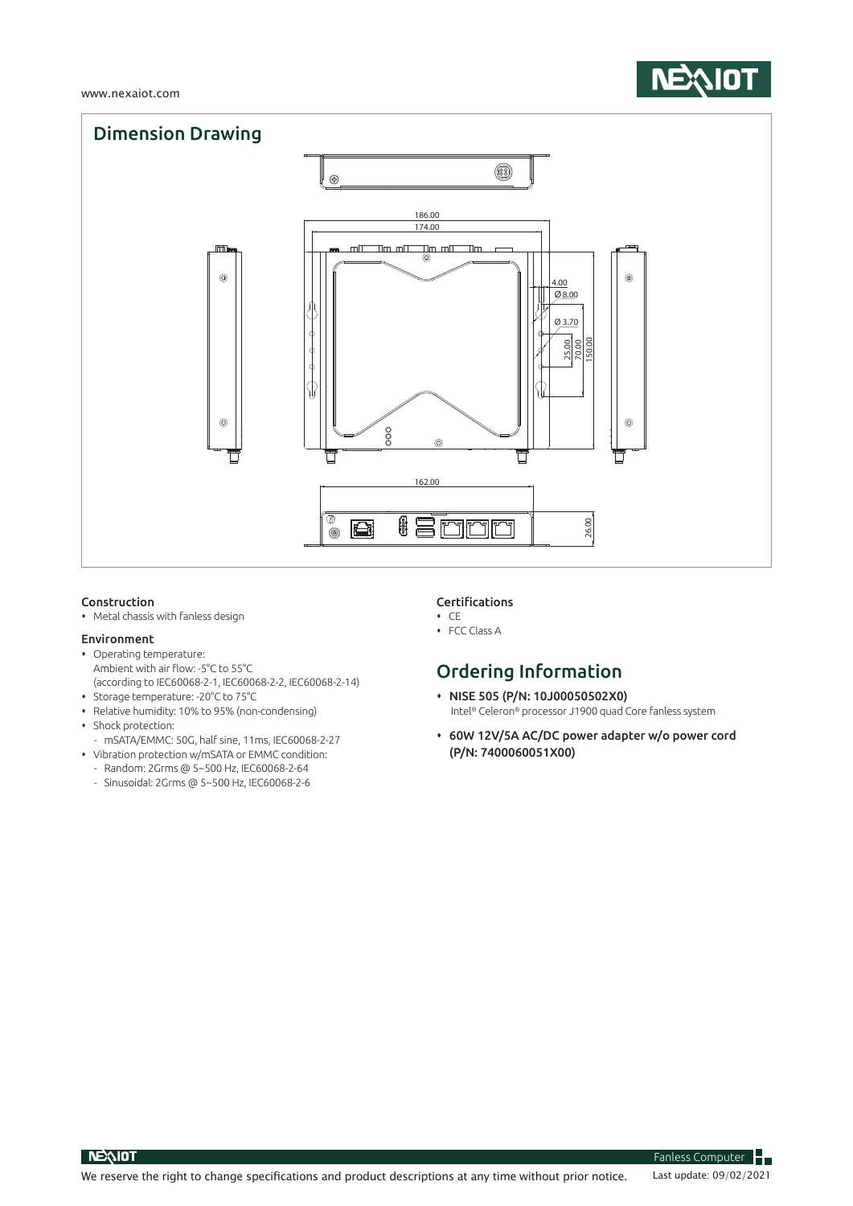## Dimension Drawing

186.00
174.00
4.00
Ø 8.00
Ø 3.70
25.00
70.00
150.00
162.00
26.00

### Construction

- Metal chassis with fanless design

### Environment

- Operating temperature:
  Ambient with air flow: -5°C to 55°C
  (according to IEC60068-2-1, IEC60068-2-2, IEC60068-2-14)
- Storage temperature: -20°C to 75°C
- Relative humidity: 10% to 95% (non-condensing)
- Shock protection:
  - mSATA/EMMC: 50G, half sine, 11ms, IEC60068-2-27
- Vibration protection w/mSATA or EMMC condition:
  - Random: 2Grms @ 5~500 Hz, IEC60068-2-64
  - Sinusoidal: 2Grms @ 5~500 Hz, IEC60068-2-6

### Certifications

- CE
- FCC Class A

## Ordering Information

- **NISE 505 (P/N: 10J00050502X0)**
  Intel® Celeron® processor J1900 quad Core fanless system
- **60W 12V/5A AC/DC power adapter w/o power cord (P/N: 7400060051X00)**

We reserve the right to change specifications and product descriptions at any time without prior notice.